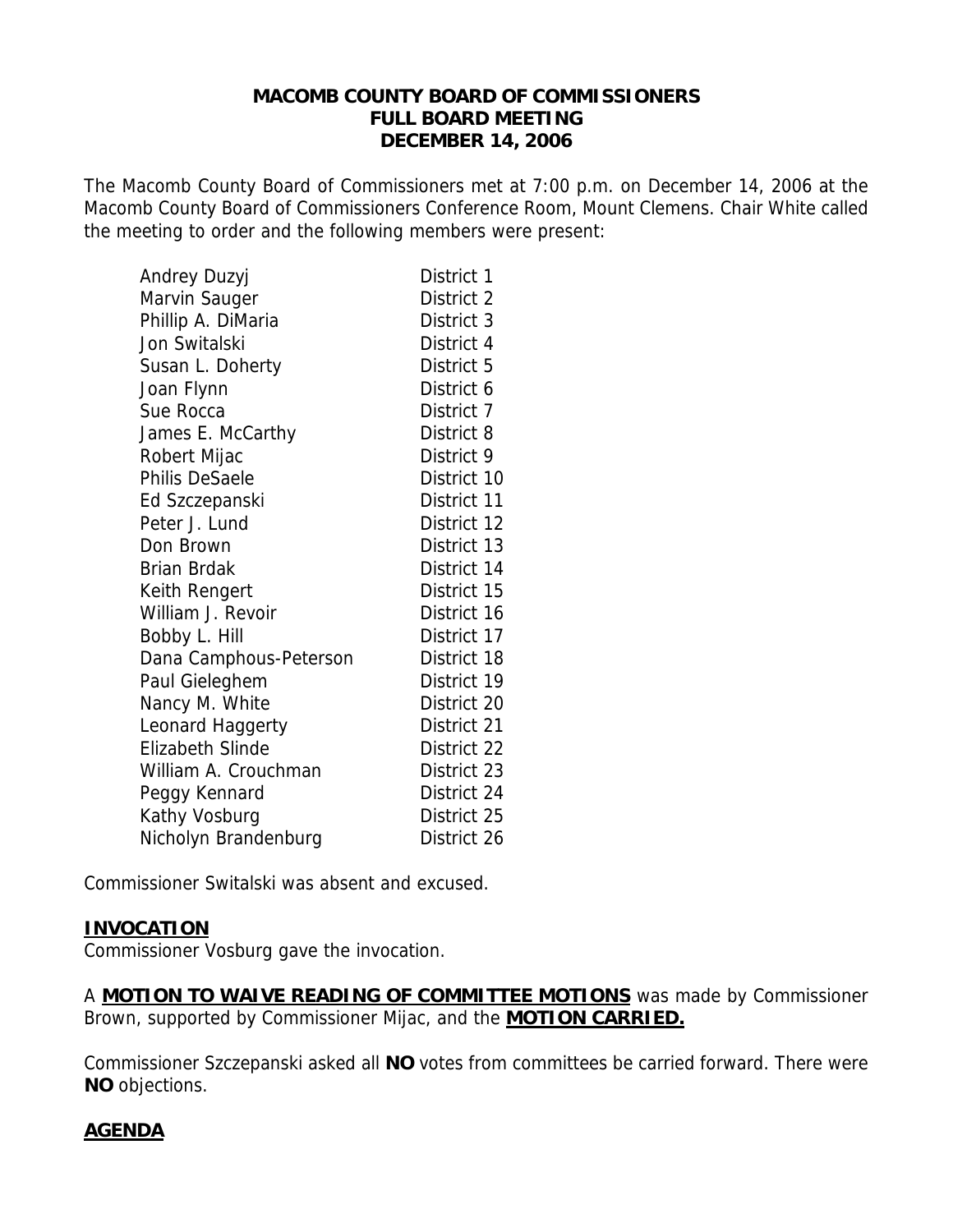# MACOMB COUNTY BOARD OF COMMISSIONERS
## FULL BOARD MEETING
## DECEMBER 14, 2006

The Macomb County Board of Commissioners met at 7:00 p.m. on December 14, 2006 at the Macomb County Board of Commissioners Conference Room, Mount Clemens. Chair White called the meeting to order and the following members were present:

| | |
|---|---|
| Andrey Duzyj | District 1 |
| Marvin Sauger | District 2 |
| Phillip A. DiMaria | District 3 |
| Jon Switalski | District 4 |
| Susan L. Doherty | District 5 |
| Joan Flynn | District 6 |
| Sue Rocca | District 7 |
| James E. McCarthy | District 8 |
| Robert Mijac | District 9 |
| Philis DeSaele | District 10 |
| Ed Szczepanski | District 11 |
| Peter J. Lund | District 12 |
| Don Brown | District 13 |
| Brian Brdak | District 14 |
| Keith Rengert | District 15 |
| William J. Revoir | District 16 |
| Bobby L. Hill | District 17 |
| Dana Camphous-Peterson | District 18 |
| Paul Gieleghem | District 19 |
| Nancy M. White | District 20 |
| Leonard Haggerty | District 21 |
| Elizabeth Slinde | District 22 |
| William A. Crouchman | District 23 |
| Peggy Kennard | District 24 |
| Kathy Vosburg | District 25 |
| Nicholyn Brandenburg | District 26 |

Commissioner Switalski was absent and excused.

**INVOCATION**

Commissioner Vosburg gave the invocation.

A **MOTION TO WAIVE READING OF COMMITTEE MOTIONS** was made by Commissioner Brown, supported by Commissioner Mijac, and the **MOTION CARRIED.**

Commissioner Szczepanski asked all **NO** votes from committees be carried forward. There were **NO** objections.

**AGENDA**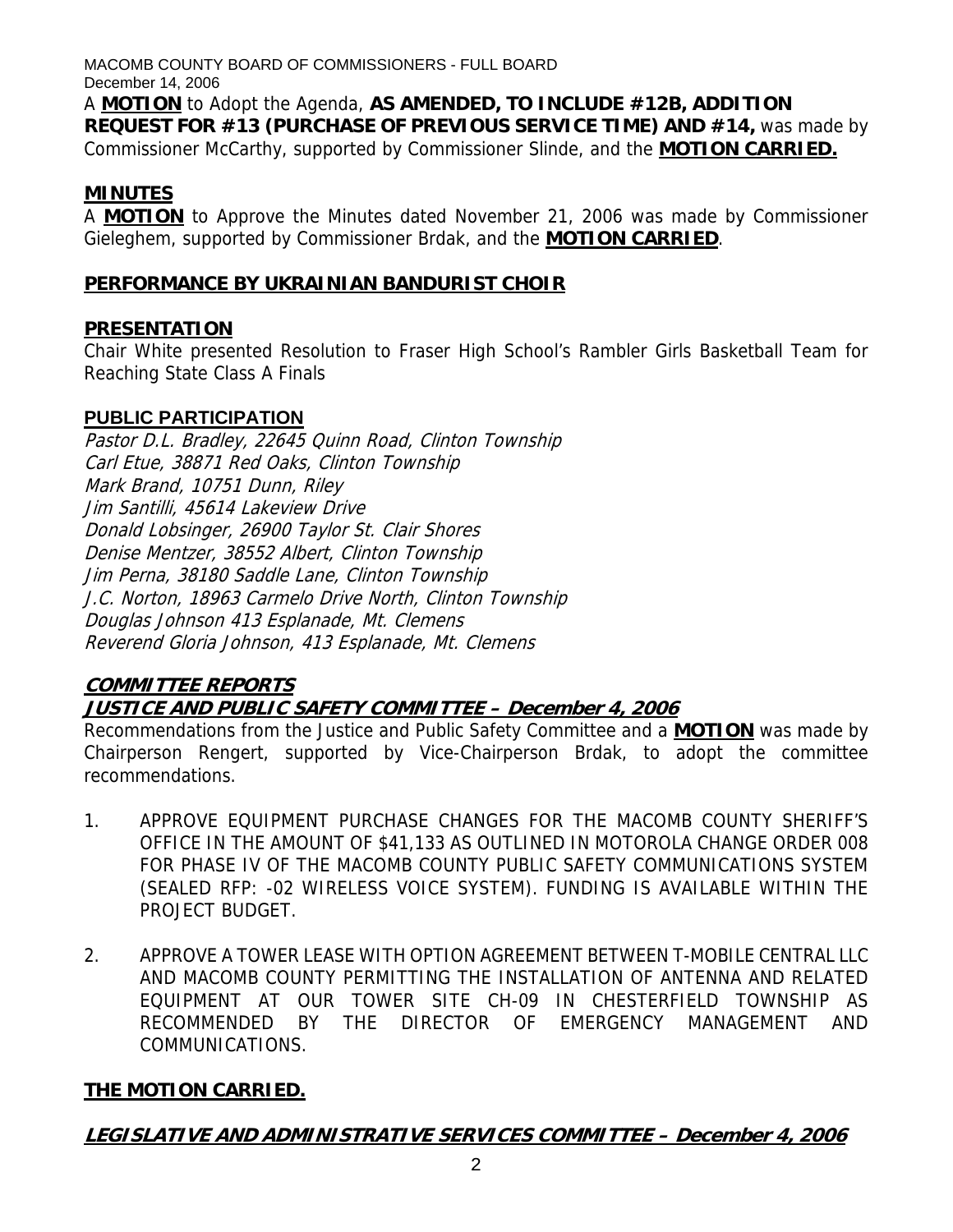A **MOTION** to Adopt the Agenda, **AS AMENDED, TO INCLUDE #12B, ADDITION REQUEST FOR #13 (PURCHASE OF PREVIOUS SERVICE TIME) AND #14,** was made by Commissioner McCarthy, supported by Commissioner Slinde, and the **MOTION CARRIED.**

## MINUTES

A **MOTION** to Approve the Minutes dated November 21, 2006 was made by Commissioner Gieleghem, supported by Commissioner Brdak, and the **MOTION CARRIED**.

## PERFORMANCE BY UKRAINIAN BANDURIST CHOIR

## PRESENTATION

Chair White presented Resolution to Fraser High School's Rambler Girls Basketball Team for Reaching State Class A Finals

## PUBLIC PARTICIPATION

*Pastor D.L. Bradley, 22645 Quinn Road, Clinton Township*
*Carl Etue, 38871 Red Oaks, Clinton Township*
*Mark Brand, 10751 Dunn, Riley*
*Jim Santilli, 45614 Lakeview Drive*
*Donald Lobsinger, 26900 Taylor St. Clair Shores*
*Denise Mentzer, 38552 Albert, Clinton Township*
*Jim Perna, 38180 Saddle Lane, Clinton Township*
*J.C. Norton, 18963 Carmelo Drive North, Clinton Township*
*Douglas Johnson 413 Esplanade, Mt. Clemens*
*Reverend Gloria Johnson, 413 Esplanade, Mt. Clemens*

## COMMITTEE REPORTS

### JUSTICE AND PUBLIC SAFETY COMMITTEE – December 4, 2006

Recommendations from the Justice and Public Safety Committee and a **MOTION** was made by Chairperson Rengert, supported by Vice-Chairperson Brdak, to adopt the committee recommendations.

1. APPROVE EQUIPMENT PURCHASE CHANGES FOR THE MACOMB COUNTY SHERIFF'S OFFICE IN THE AMOUNT OF $41,133 AS OUTLINED IN MOTOROLA CHANGE ORDER 008 FOR PHASE IV OF THE MACOMB COUNTY PUBLIC SAFETY COMMUNICATIONS SYSTEM (SEALED RFP: -02 WIRELESS VOICE SYSTEM). FUNDING IS AVAILABLE WITHIN THE PROJECT BUDGET.

2. APPROVE A TOWER LEASE WITH OPTION AGREEMENT BETWEEN T-MOBILE CENTRAL LLC AND MACOMB COUNTY PERMITTING THE INSTALLATION OF ANTENNA AND RELATED EQUIPMENT AT OUR TOWER SITE CH-09 IN CHESTERFIELD TOWNSHIP AS RECOMMENDED BY THE DIRECTOR OF EMERGENCY MANAGEMENT AND COMMUNICATIONS.

**THE MOTION CARRIED.**

### LEGISLATIVE AND ADMINISTRATIVE SERVICES COMMITTEE – December 4, 2006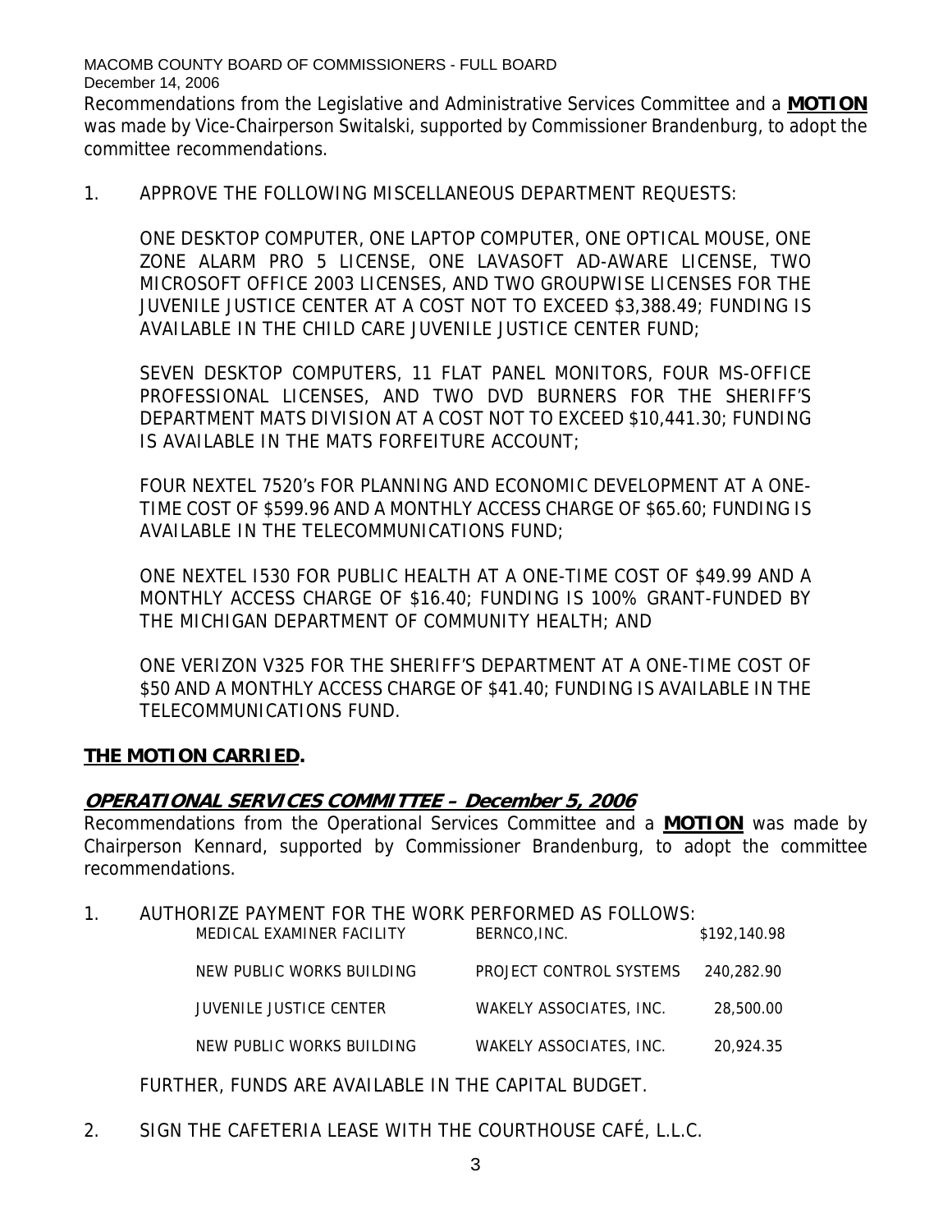Recommendations from the Legislative and Administrative Services Committee and a **MOTION** was made by Vice-Chairperson Switalski, supported by Commissioner Brandenburg, to adopt the committee recommendations.

1. APPROVE THE FOLLOWING MISCELLANEOUS DEPARTMENT REQUESTS:

   ONE DESKTOP COMPUTER, ONE LAPTOP COMPUTER, ONE OPTICAL MOUSE, ONE ZONE ALARM PRO 5 LICENSE, ONE LAVASOFT AD-AWARE LICENSE, TWO MICROSOFT OFFICE 2003 LICENSES, AND TWO GROUPWISE LICENSES FOR THE JUVENILE JUSTICE CENTER AT A COST NOT TO EXCEED $3,388.49; FUNDING IS AVAILABLE IN THE CHILD CARE JUVENILE JUSTICE CENTER FUND;

   SEVEN DESKTOP COMPUTERS, 11 FLAT PANEL MONITORS, FOUR MS-OFFICE PROFESSIONAL LICENSES, AND TWO DVD BURNERS FOR THE SHERIFF'S DEPARTMENT MATS DIVISION AT A COST NOT TO EXCEED $10,441.30; FUNDING IS AVAILABLE IN THE MATS FORFEITURE ACCOUNT;

   FOUR NEXTEL 7520's FOR PLANNING AND ECONOMIC DEVELOPMENT AT A ONE-TIME COST OF $599.96 AND A MONTHLY ACCESS CHARGE OF $65.60; FUNDING IS AVAILABLE IN THE TELECOMMUNICATIONS FUND;

   ONE NEXTEL I530 FOR PUBLIC HEALTH AT A ONE-TIME COST OF $49.99 AND A MONTHLY ACCESS CHARGE OF $16.40; FUNDING IS 100% GRANT-FUNDED BY THE MICHIGAN DEPARTMENT OF COMMUNITY HEALTH; AND

   ONE VERIZON V325 FOR THE SHERIFF'S DEPARTMENT AT A ONE-TIME COST OF $50 AND A MONTHLY ACCESS CHARGE OF $41.40; FUNDING IS AVAILABLE IN THE TELECOMMUNICATIONS FUND.

**THE MOTION CARRIED.**

## ***OPERATIONAL SERVICES COMMITTEE – December 5, 2006***

Recommendations from the Operational Services Committee and a **MOTION** was made by Chairperson Kennard, supported by Commissioner Brandenburg, to adopt the committee recommendations.

1. AUTHORIZE PAYMENT FOR THE WORK PERFORMED AS FOLLOWS:

| | | |
|---|---|---|
| MEDICAL EXAMINER FACILITY | BERNCO,INC. | $192,140.98 |
| NEW PUBLIC WORKS BUILDING | PROJECT CONTROL SYSTEMS | 240,282.90 |
| JUVENILE JUSTICE CENTER | WAKELY ASSOCIATES, INC. | 28,500.00 |
| NEW PUBLIC WORKS BUILDING | WAKELY ASSOCIATES, INC. | 20,924.35 |

   FURTHER, FUNDS ARE AVAILABLE IN THE CAPITAL BUDGET.

2. SIGN THE CAFETERIA LEASE WITH THE COURTHOUSE CAFÉ, L.L.C.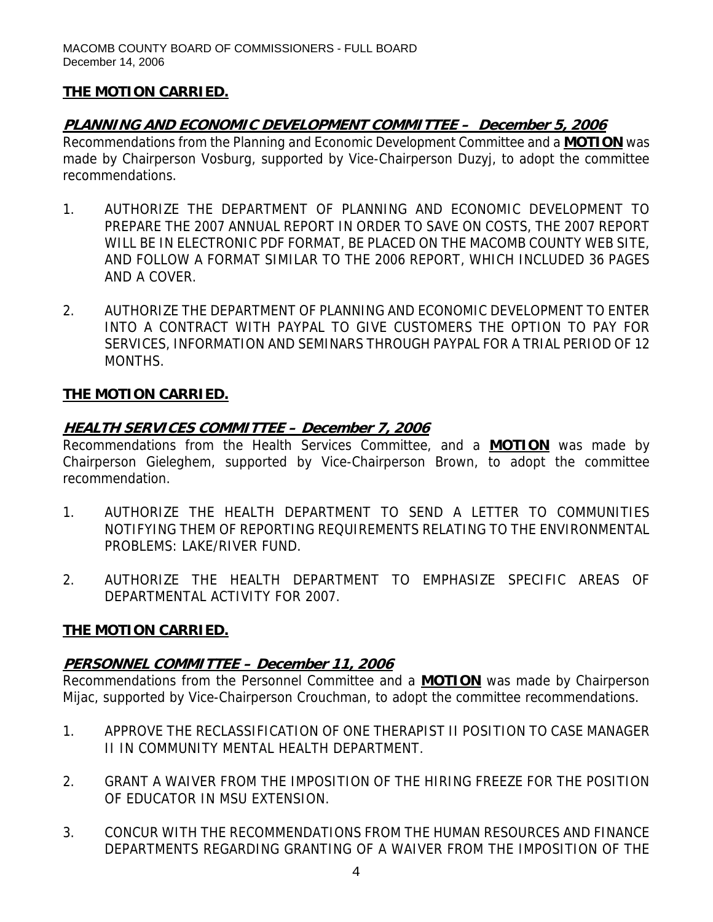**THE MOTION CARRIED.**

## ***PLANNING AND ECONOMIC DEVELOPMENT COMMITTEE – December 5, 2006***

Recommendations from the Planning and Economic Development Committee and a **MOTION** was made by Chairperson Vosburg, supported by Vice-Chairperson Duzyj, to adopt the committee recommendations.

1. AUTHORIZE THE DEPARTMENT OF PLANNING AND ECONOMIC DEVELOPMENT TO PREPARE THE 2007 ANNUAL REPORT IN ORDER TO SAVE ON COSTS, THE 2007 REPORT WILL BE IN ELECTRONIC PDF FORMAT, BE PLACED ON THE MACOMB COUNTY WEB SITE, AND FOLLOW A FORMAT SIMILAR TO THE 2006 REPORT, WHICH INCLUDED 36 PAGES AND A COVER.

2. AUTHORIZE THE DEPARTMENT OF PLANNING AND ECONOMIC DEVELOPMENT TO ENTER INTO A CONTRACT WITH PAYPAL TO GIVE CUSTOMERS THE OPTION TO PAY FOR SERVICES, INFORMATION AND SEMINARS THROUGH PAYPAL FOR A TRIAL PERIOD OF 12 MONTHS.

**THE MOTION CARRIED.**

## ***HEALTH SERVICES COMMITTEE – December 7, 2006***

Recommendations from the Health Services Committee, and a **MOTION** was made by Chairperson Gieleghem, supported by Vice-Chairperson Brown, to adopt the committee recommendation.

1. AUTHORIZE THE HEALTH DEPARTMENT TO SEND A LETTER TO COMMUNITIES NOTIFYING THEM OF REPORTING REQUIREMENTS RELATING TO THE ENVIRONMENTAL PROBLEMS: LAKE/RIVER FUND.

2. AUTHORIZE THE HEALTH DEPARTMENT TO EMPHASIZE SPECIFIC AREAS OF DEPARTMENTAL ACTIVITY FOR 2007.

**THE MOTION CARRIED.**

## ***PERSONNEL COMMITTEE – December 11, 2006***

Recommendations from the Personnel Committee and a **MOTION** was made by Chairperson Mijac, supported by Vice-Chairperson Crouchman, to adopt the committee recommendations.

1. APPROVE THE RECLASSIFICATION OF ONE THERAPIST II POSITION TO CASE MANAGER II IN COMMUNITY MENTAL HEALTH DEPARTMENT.

2. GRANT A WAIVER FROM THE IMPOSITION OF THE HIRING FREEZE FOR THE POSITION OF EDUCATOR IN MSU EXTENSION.

3. CONCUR WITH THE RECOMMENDATIONS FROM THE HUMAN RESOURCES AND FINANCE DEPARTMENTS REGARDING GRANTING OF A WAIVER FROM THE IMPOSITION OF THE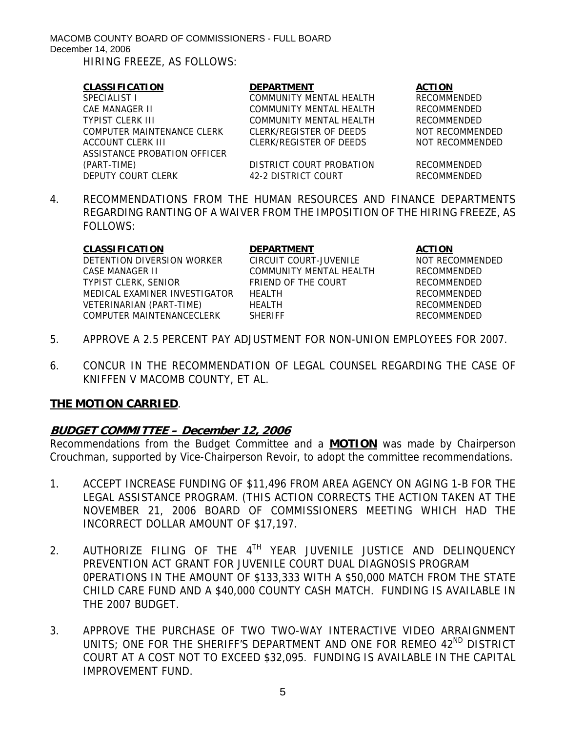HIRING FREEZE, AS FOLLOWS:

| CLASSIFICATION | DEPARTMENT | ACTION |
|---|---|---|
| SPECIALIST I | COMMUNITY MENTAL HEALTH | RECOMMENDED |
| CAE MANAGER II | COMMUNITY MENTAL HEALTH | RECOMMENDED |
| TYPIST CLERK III | COMMUNITY MENTAL HEALTH | RECOMMENDED |
| COMPUTER MAINTENANCE CLERK | CLERK/REGISTER OF DEEDS | NOT RECOMMENDED |
| ACCOUNT CLERK III | CLERK/REGISTER OF DEEDS | NOT RECOMMENDED |
| ASSISTANCE PROBATION OFFICER (PART-TIME) | DISTRICT COURT PROBATION | RECOMMENDED |
| DEPUTY COURT CLERK | 42-2 DISTRICT COURT | RECOMMENDED |

4. RECOMMENDATIONS FROM THE HUMAN RESOURCES AND FINANCE DEPARTMENTS REGARDING RANTING OF A WAIVER FROM THE IMPOSITION OF THE HIRING FREEZE, AS FOLLOWS:

| CLASSIFICATION | DEPARTMENT | ACTION |
|---|---|---|
| DETENTION DIVERSION WORKER | CIRCUIT COURT-JUVENILE | NOT RECOMMENDED |
| CASE MANAGER II | COMMUNITY MENTAL HEALTH | RECOMMENDED |
| TYPIST CLERK, SENIOR | FRIEND OF THE COURT | RECOMMENDED |
| MEDICAL EXAMINER INVESTIGATOR | HEALTH | RECOMMENDED |
| VETERINARIAN (PART-TIME) | HEALTH | RECOMMENDED |
| COMPUTER MAINTENANCECLERK | SHERIFF | RECOMMENDED |

5. APPROVE A 2.5 PERCENT PAY ADJUSTMENT FOR NON-UNION EMPLOYEES FOR 2007.

6. CONCUR IN THE RECOMMENDATION OF LEGAL COUNSEL REGARDING THE CASE OF KNIFFEN V MACOMB COUNTY, ET AL.

**THE MOTION CARRIED**.

## *BUDGET COMMITTEE – December 12, 2006*

Recommendations from the Budget Committee and a **MOTION** was made by Chairperson Crouchman, supported by Vice-Chairperson Revoir, to adopt the committee recommendations.

1. ACCEPT INCREASE FUNDING OF $11,496 FROM AREA AGENCY ON AGING 1-B FOR THE LEGAL ASSISTANCE PROGRAM. (THIS ACTION CORRECTS THE ACTION TAKEN AT THE NOVEMBER 21, 2006 BOARD OF COMMISSIONERS MEETING WHICH HAD THE INCORRECT DOLLAR AMOUNT OF $17,197.

2. AUTHORIZE FILING OF THE 4TH YEAR JUVENILE JUSTICE AND DELINQUENCY PREVENTION ACT GRANT FOR JUVENILE COURT DUAL DIAGNOSIS PROGRAM 0PERATIONS IN THE AMOUNT OF $133,333 WITH A $50,000 MATCH FROM THE STATE CHILD CARE FUND AND A $40,000 COUNTY CASH MATCH. FUNDING IS AVAILABLE IN THE 2007 BUDGET.

3. APPROVE THE PURCHASE OF TWO TWO-WAY INTERACTIVE VIDEO ARRAIGNMENT UNITS; ONE FOR THE SHERIFF'S DEPARTMENT AND ONE FOR REMEO 42ND DISTRICT COURT AT A COST NOT TO EXCEED $32,095. FUNDING IS AVAILABLE IN THE CAPITAL IMPROVEMENT FUND.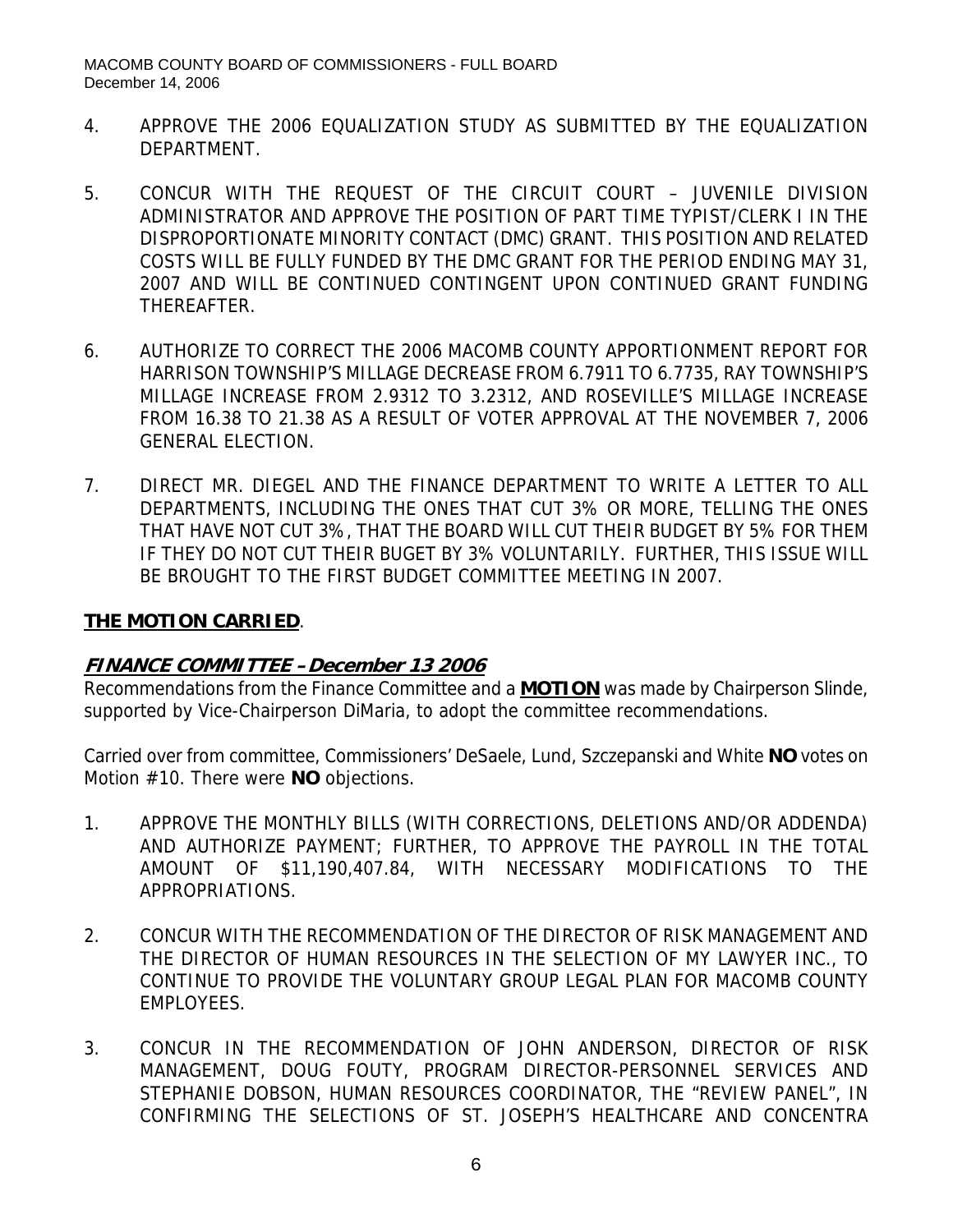4. APPROVE THE 2006 EQUALIZATION STUDY AS SUBMITTED BY THE EQUALIZATION DEPARTMENT.

5. CONCUR WITH THE REQUEST OF THE CIRCUIT COURT – JUVENILE DIVISION ADMINISTRATOR AND APPROVE THE POSITION OF PART TIME TYPIST/CLERK I IN THE DISPROPORTIONATE MINORITY CONTACT (DMC) GRANT. THIS POSITION AND RELATED COSTS WILL BE FULLY FUNDED BY THE DMC GRANT FOR THE PERIOD ENDING MAY 31, 2007 AND WILL BE CONTINUED CONTINGENT UPON CONTINUED GRANT FUNDING THEREAFTER.

6. AUTHORIZE TO CORRECT THE 2006 MACOMB COUNTY APPORTIONMENT REPORT FOR HARRISON TOWNSHIP'S MILLAGE DECREASE FROM 6.7911 TO 6.7735, RAY TOWNSHIP'S MILLAGE INCREASE FROM 2.9312 TO 3.2312, AND ROSEVILLE'S MILLAGE INCREASE FROM 16.38 TO 21.38 AS A RESULT OF VOTER APPROVAL AT THE NOVEMBER 7, 2006 GENERAL ELECTION.

7. DIRECT MR. DIEGEL AND THE FINANCE DEPARTMENT TO WRITE A LETTER TO ALL DEPARTMENTS, INCLUDING THE ONES THAT CUT 3% OR MORE, TELLING THE ONES THAT HAVE NOT CUT 3%, THAT THE BOARD WILL CUT THEIR BUDGET BY 5% FOR THEM IF THEY DO NOT CUT THEIR BUGET BY 3% VOLUNTARILY. FURTHER, THIS ISSUE WILL BE BROUGHT TO THE FIRST BUDGET COMMITTEE MEETING IN 2007.

**THE MOTION CARRIED**.

## *FINANCE COMMITTEE – December 13 2006*

Recommendations from the Finance Committee and a **MOTION** was made by Chairperson Slinde, supported by Vice-Chairperson DiMaria, to adopt the committee recommendations.

Carried over from committee, Commissioners' DeSaele, Lund, Szczepanski and White **NO** votes on Motion #10. There were **NO** objections.

1. APPROVE THE MONTHLY BILLS (WITH CORRECTIONS, DELETIONS AND/OR ADDENDA) AND AUTHORIZE PAYMENT; FURTHER, TO APPROVE THE PAYROLL IN THE TOTAL AMOUNT OF $11,190,407.84, WITH NECESSARY MODIFICATIONS TO THE APPROPRIATIONS.

2. CONCUR WITH THE RECOMMENDATION OF THE DIRECTOR OF RISK MANAGEMENT AND THE DIRECTOR OF HUMAN RESOURCES IN THE SELECTION OF MY LAWYER INC., TO CONTINUE TO PROVIDE THE VOLUNTARY GROUP LEGAL PLAN FOR MACOMB COUNTY EMPLOYEES.

3. CONCUR IN THE RECOMMENDATION OF JOHN ANDERSON, DIRECTOR OF RISK MANAGEMENT, DOUG FOUTY, PROGRAM DIRECTOR-PERSONNEL SERVICES AND STEPHANIE DOBSON, HUMAN RESOURCES COORDINATOR, THE "REVIEW PANEL", IN CONFIRMING THE SELECTIONS OF ST. JOSEPH'S HEALTHCARE AND CONCENTRA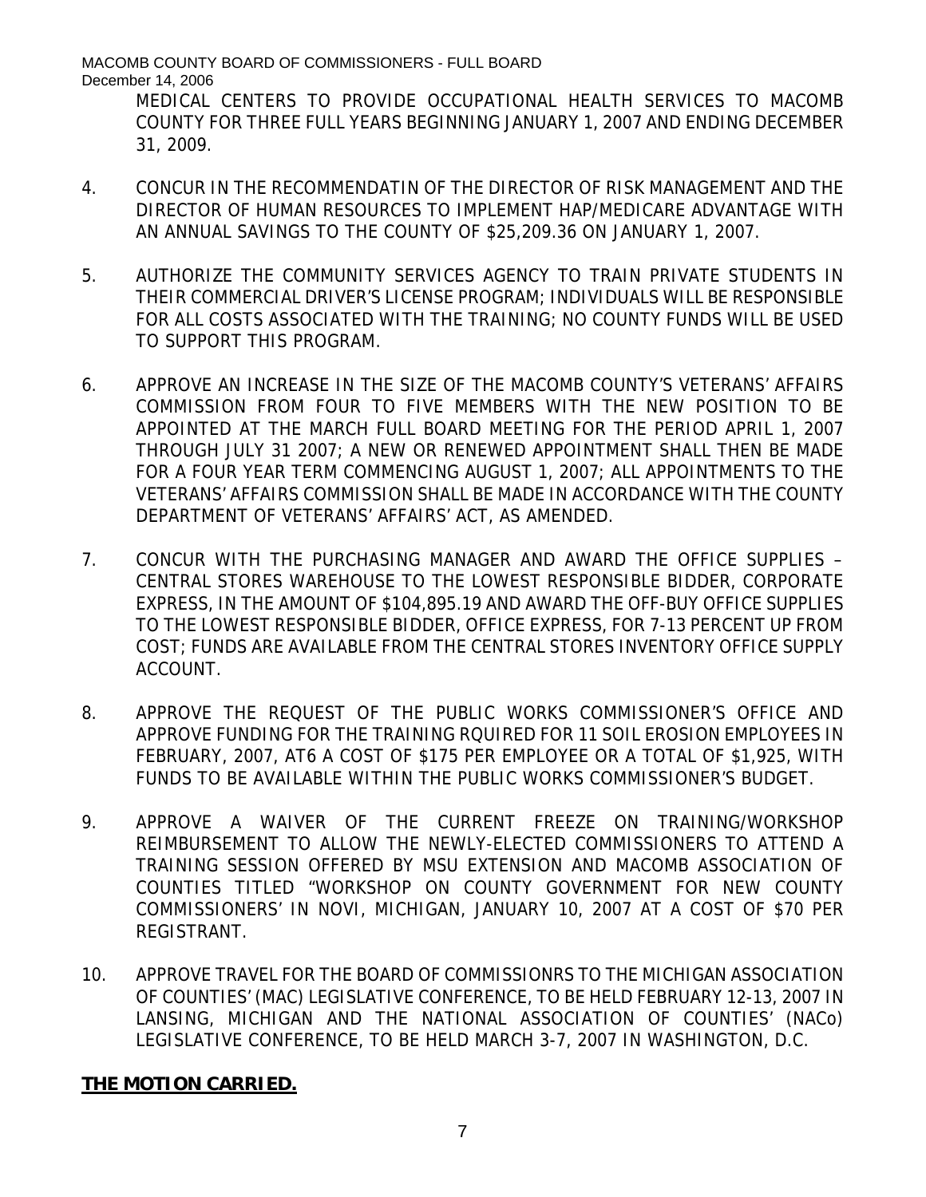MEDICAL CENTERS TO PROVIDE OCCUPATIONAL HEALTH SERVICES TO MACOMB COUNTY FOR THREE FULL YEARS BEGINNING JANUARY 1, 2007 AND ENDING DECEMBER 31, 2009.

4. CONCUR IN THE RECOMMENDATIN OF THE DIRECTOR OF RISK MANAGEMENT AND THE DIRECTOR OF HUMAN RESOURCES TO IMPLEMENT HAP/MEDICARE ADVANTAGE WITH AN ANNUAL SAVINGS TO THE COUNTY OF $25,209.36 ON JANUARY 1, 2007.

5. AUTHORIZE THE COMMUNITY SERVICES AGENCY TO TRAIN PRIVATE STUDENTS IN THEIR COMMERCIAL DRIVER'S LICENSE PROGRAM; INDIVIDUALS WILL BE RESPONSIBLE FOR ALL COSTS ASSOCIATED WITH THE TRAINING; NO COUNTY FUNDS WILL BE USED TO SUPPORT THIS PROGRAM.

6. APPROVE AN INCREASE IN THE SIZE OF THE MACOMB COUNTY'S VETERANS' AFFAIRS COMMISSION FROM FOUR TO FIVE MEMBERS WITH THE NEW POSITION TO BE APPOINTED AT THE MARCH FULL BOARD MEETING FOR THE PERIOD APRIL 1, 2007 THROUGH JULY 31 2007; A NEW OR RENEWED APPOINTMENT SHALL THEN BE MADE FOR A FOUR YEAR TERM COMMENCING AUGUST 1, 2007; ALL APPOINTMENTS TO THE VETERANS' AFFAIRS COMMISSION SHALL BE MADE IN ACCORDANCE WITH THE COUNTY DEPARTMENT OF VETERANS' AFFAIRS' ACT, AS AMENDED.

7. CONCUR WITH THE PURCHASING MANAGER AND AWARD THE OFFICE SUPPLIES – CENTRAL STORES WAREHOUSE TO THE LOWEST RESPONSIBLE BIDDER, CORPORATE EXPRESS, IN THE AMOUNT OF $104,895.19 AND AWARD THE OFF-BUY OFFICE SUPPLIES TO THE LOWEST RESPONSIBLE BIDDER, OFFICE EXPRESS, FOR 7-13 PERCENT UP FROM COST; FUNDS ARE AVAILABLE FROM THE CENTRAL STORES INVENTORY OFFICE SUPPLY ACCOUNT.

8. APPROVE THE REQUEST OF THE PUBLIC WORKS COMMISSIONER'S OFFICE AND APPROVE FUNDING FOR THE TRAINING RQUIRED FOR 11 SOIL EROSION EMPLOYEES IN FEBRUARY, 2007, AT6 A COST OF $175 PER EMPLOYEE OR A TOTAL OF $1,925, WITH FUNDS TO BE AVAILABLE WITHIN THE PUBLIC WORKS COMMISSIONER'S BUDGET.

9. APPROVE A WAIVER OF THE CURRENT FREEZE ON TRAINING/WORKSHOP REIMBURSEMENT TO ALLOW THE NEWLY-ELECTED COMMISSIONERS TO ATTEND A TRAINING SESSION OFFERED BY MSU EXTENSION AND MACOMB ASSOCIATION OF COUNTIES TITLED "WORKSHOP ON COUNTY GOVERNMENT FOR NEW COUNTY COMMISSIONERS' IN NOVI, MICHIGAN, JANUARY 10, 2007 AT A COST OF $70 PER REGISTRANT.

10. APPROVE TRAVEL FOR THE BOARD OF COMMISSIONRS TO THE MICHIGAN ASSOCIATION OF COUNTIES' (MAC) LEGISLATIVE CONFERENCE, TO BE HELD FEBRUARY 12-13, 2007 IN LANSING, MICHIGAN AND THE NATIONAL ASSOCIATION OF COUNTIES' (NACo) LEGISLATIVE CONFERENCE, TO BE HELD MARCH 3-7, 2007 IN WASHINGTON, D.C.

**THE MOTION CARRIED.**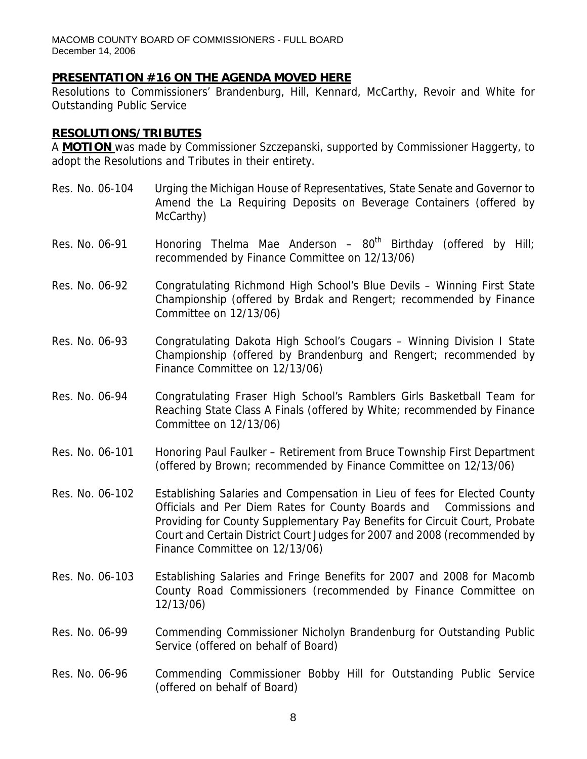## PRESENTATION #16 ON THE AGENDA MOVED HERE

Resolutions to Commissioners' Brandenburg, Hill, Kennard, McCarthy, Revoir and White for Outstanding Public Service

## RESOLUTIONS/TRIBUTES

A **MOTION** was made by Commissioner Szczepanski, supported by Commissioner Haggerty, to adopt the Resolutions and Tributes in their entirety.

Res. No. 06-104 Urging the Michigan House of Representatives, State Senate and Governor to Amend the La Requiring Deposits on Beverage Containers (offered by McCarthy)

Res. No. 06-91 Honoring Thelma Mae Anderson – 80th Birthday (offered by Hill; recommended by Finance Committee on 12/13/06)

Res. No. 06-92 Congratulating Richmond High School's Blue Devils – Winning First State Championship (offered by Brdak and Rengert; recommended by Finance Committee on 12/13/06)

Res. No. 06-93 Congratulating Dakota High School's Cougars – Winning Division I State Championship (offered by Brandenburg and Rengert; recommended by Finance Committee on 12/13/06)

Res. No. 06-94 Congratulating Fraser High School's Ramblers Girls Basketball Team for Reaching State Class A Finals (offered by White; recommended by Finance Committee on 12/13/06)

Res. No. 06-101 Honoring Paul Faulker – Retirement from Bruce Township First Department (offered by Brown; recommended by Finance Committee on 12/13/06)

Res. No. 06-102 Establishing Salaries and Compensation in Lieu of fees for Elected County Officials and Per Diem Rates for County Boards and Commissions and Providing for County Supplementary Pay Benefits for Circuit Court, Probate Court and Certain District Court Judges for 2007 and 2008 (recommended by Finance Committee on 12/13/06)

Res. No. 06-103 Establishing Salaries and Fringe Benefits for 2007 and 2008 for Macomb County Road Commissioners (recommended by Finance Committee on 12/13/06)

Res. No. 06-99 Commending Commissioner Nicholyn Brandenburg for Outstanding Public Service (offered on behalf of Board)

Res. No. 06-96 Commending Commissioner Bobby Hill for Outstanding Public Service (offered on behalf of Board)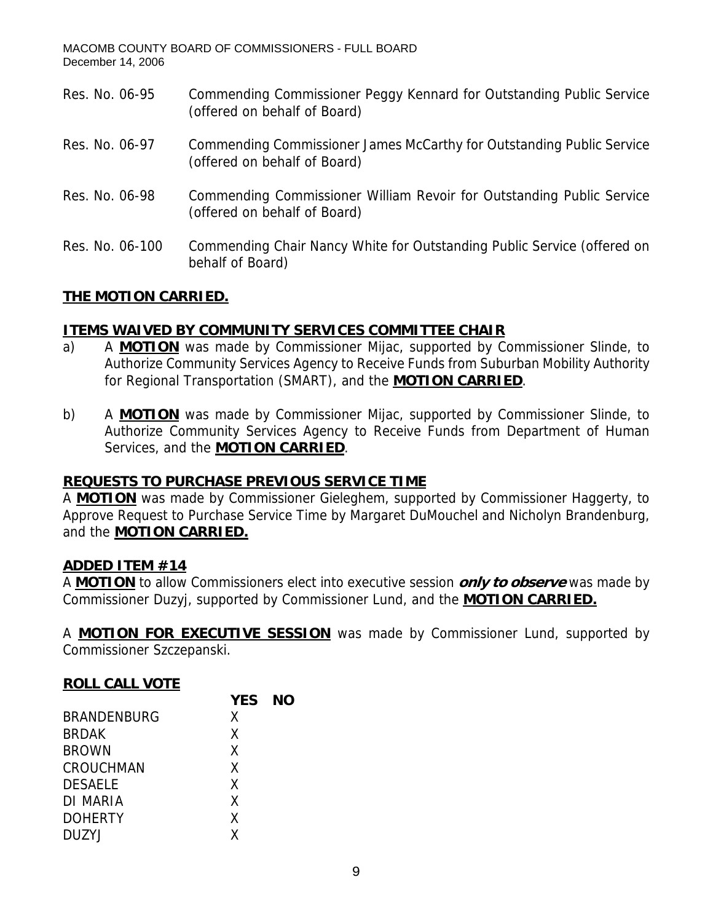| | |
|---|---|
| Res. No. 06-95 | Commending Commissioner Peggy Kennard for Outstanding Public Service (offered on behalf of Board) |
| Res. No. 06-97 | Commending Commissioner James McCarthy for Outstanding Public Service (offered on behalf of Board) |
| Res. No. 06-98 | Commending Commissioner William Revoir for Outstanding Public Service (offered on behalf of Board) |
| Res. No. 06-100 | Commending Chair Nancy White for Outstanding Public Service (offered on behalf of Board) |

**THE MOTION CARRIED.**

**ITEMS WAIVED BY COMMUNITY SERVICES COMMITTEE CHAIR**

a) A **MOTION** was made by Commissioner Mijac, supported by Commissioner Slinde, to Authorize Community Services Agency to Receive Funds from Suburban Mobility Authority for Regional Transportation (SMART), and the **MOTION CARRIED**.

b) A **MOTION** was made by Commissioner Mijac, supported by Commissioner Slinde, to Authorize Community Services Agency to Receive Funds from Department of Human Services, and the **MOTION CARRIED**.

**REQUESTS TO PURCHASE PREVIOUS SERVICE TIME**

A **MOTION** was made by Commissioner Gieleghem, supported by Commissioner Haggerty, to Approve Request to Purchase Service Time by Margaret DuMouchel and Nicholyn Brandenburg, and the **MOTION CARRIED.**

**ADDED ITEM #14**

A **MOTION** to allow Commissioners elect into executive session ***only to observe*** was made by Commissioner Duzyj, supported by Commissioner Lund, and the **MOTION CARRIED.**

A **MOTION FOR EXECUTIVE SESSION** was made by Commissioner Lund, supported by Commissioner Szczepanski.

**ROLL CALL VOTE**

| | YES | NO |
|---|---|---|
| BRANDENBURG | X | |
| BRDAK | X | |
| BROWN | X | |
| CROUCHMAN | X | |
| DESAELE | X | |
| DI MARIA | X | |
| DOHERTY | X | |
| DUZYJ | X | |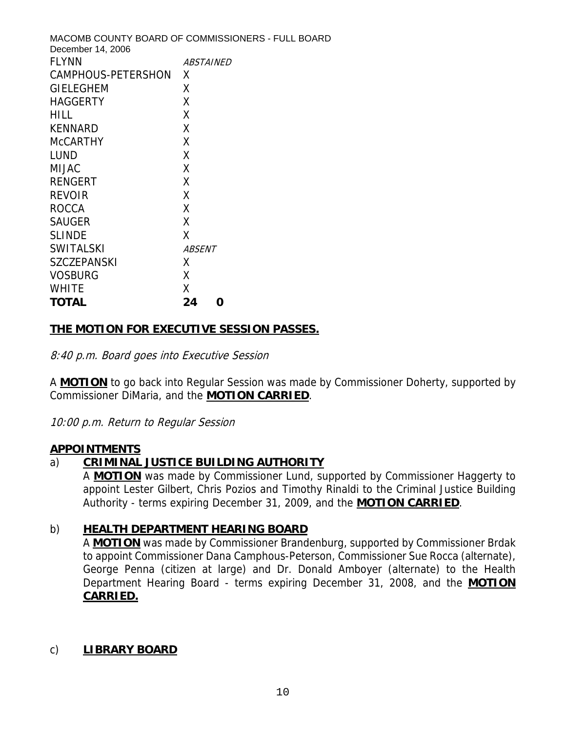| | | |
|---|---|---|
| FLYNN | *ABSTAINED* | |
| CAMPHOUS-PETERSHON | X | |
| GIELEGHEM | X | |
| HAGGERTY | X | |
| HILL | X | |
| KENNARD | X | |
| McCARTHY | X | |
| LUND | X | |
| MIJAC | X | |
| RENGERT | X | |
| REVOIR | X | |
| ROCCA | X | |
| SAUGER | X | |
| SLINDE | X | |
| SWITALSKI | *ABSENT* | |
| SZCZEPANSKI | X | |
| VOSBURG | X | |
| WHITE | X | |
| **TOTAL** | **24** | **0** |

**THE MOTION FOR EXECUTIVE SESSION PASSES.**

*8:40 p.m. Board goes into Executive Session*

A **MOTION** to go back into Regular Session was made by Commissioner Doherty, supported by Commissioner DiMaria, and the **MOTION CARRIED**.

*10:00 p.m. Return to Regular Session*

**APPOINTMENTS**

a) **CRIMINAL JUSTICE BUILDING AUTHORITY**

A **MOTION** was made by Commissioner Lund, supported by Commissioner Haggerty to appoint Lester Gilbert, Chris Pozios and Timothy Rinaldi to the Criminal Justice Building Authority - terms expiring December 31, 2009, and the **MOTION CARRIED**.

b) **HEALTH DEPARTMENT HEARING BOARD**

A **MOTION** was made by Commissioner Brandenburg, supported by Commissioner Brdak to appoint Commissioner Dana Camphous-Peterson, Commissioner Sue Rocca (alternate), George Penna (citizen at large) and Dr. Donald Amboyer (alternate) to the Health Department Hearing Board - terms expiring December 31, 2008, and the **MOTION CARRIED.**

c) **LIBRARY BOARD**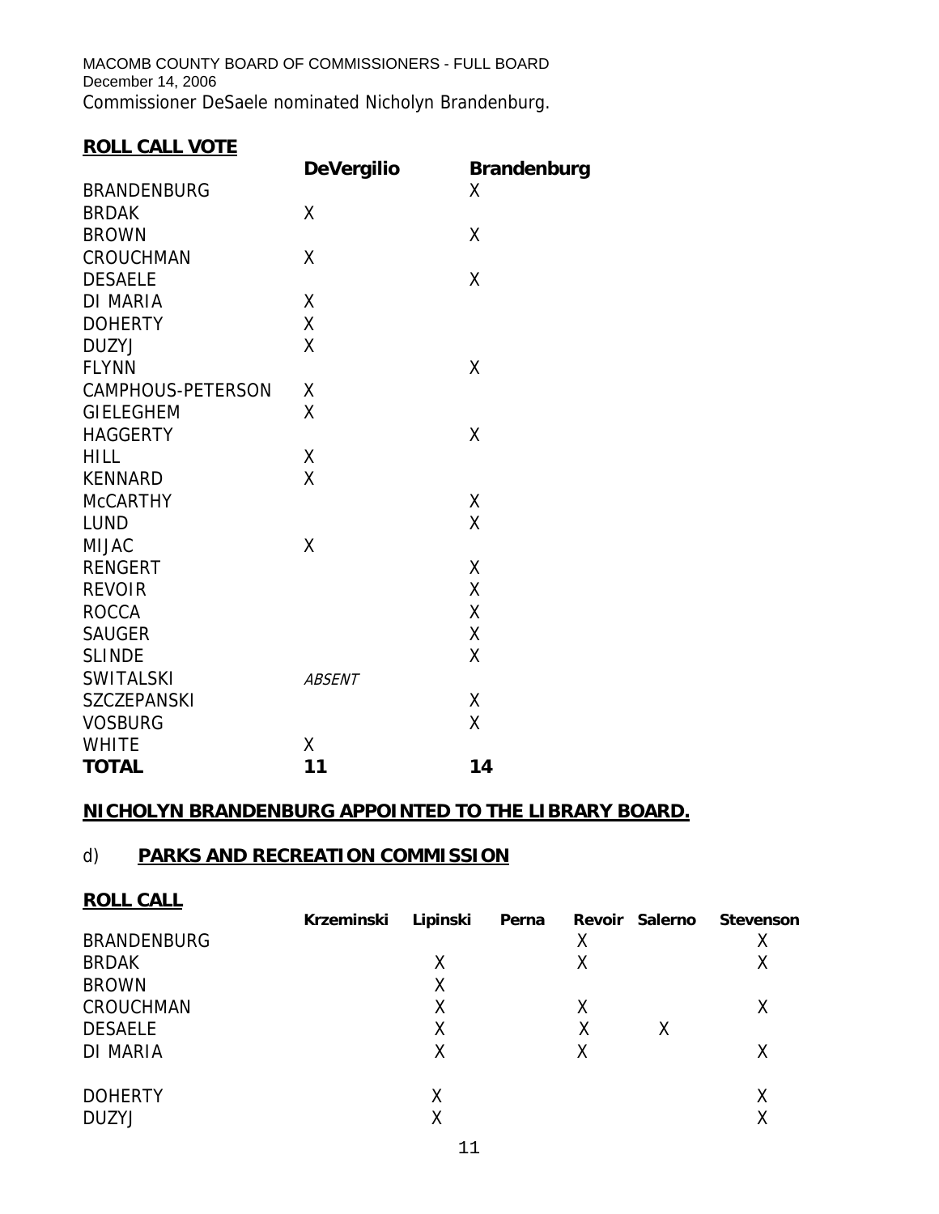Commissioner DeSaele nominated Nicholyn Brandenburg.

**ROLL CALL VOTE**

| | **DeVergilio** | **Brandenburg** |
|---|---|---|
| BRANDENBURG | | X |
| BRDAK | X | |
| BROWN | | X |
| CROUCHMAN | X | |
| DESAELE | | X |
| DI MARIA | X | |
| DOHERTY | X | |
| DUZYJ | X | |
| FLYNN | | X |
| CAMPHOUS-PETERSON | X | |
| GIELEGHEM | X | |
| HAGGERTY | | X |
| HILL | X | |
| KENNARD | X | |
| McCARTHY | | X |
| LUND | | X |
| MIJAC | X | |
| RENGERT | | X |
| REVOIR | | X |
| ROCCA | | X |
| SAUGER | | X |
| SLINDE | | X |
| SWITALSKI | *ABSENT* | |
| SZCZEPANSKI | | X |
| VOSBURG | | X |
| WHITE | X | |
| **TOTAL** | **11** | **14** |

**NICHOLYN BRANDENBURG APPOINTED TO THE LIBRARY BOARD.**

d) **PARKS AND RECREATION COMMISSION**

**ROLL CALL**

| | **Krzeminski** | **Lipinski** | **Perna** | **Revoir** | **Salerno** | **Stevenson** |
|---|---|---|---|---|---|---|
| BRANDENBURG | | | | X | | X |
| BRDAK | | X | | X | | X |
| BROWN | | X | | | | |
| CROUCHMAN | | X | | X | | X |
| DESAELE | | X | | X | X | |
| DI MARIA | | X | | X | | X |
| DOHERTY | | X | | | | X |
| DUZYJ | | X | | | | X |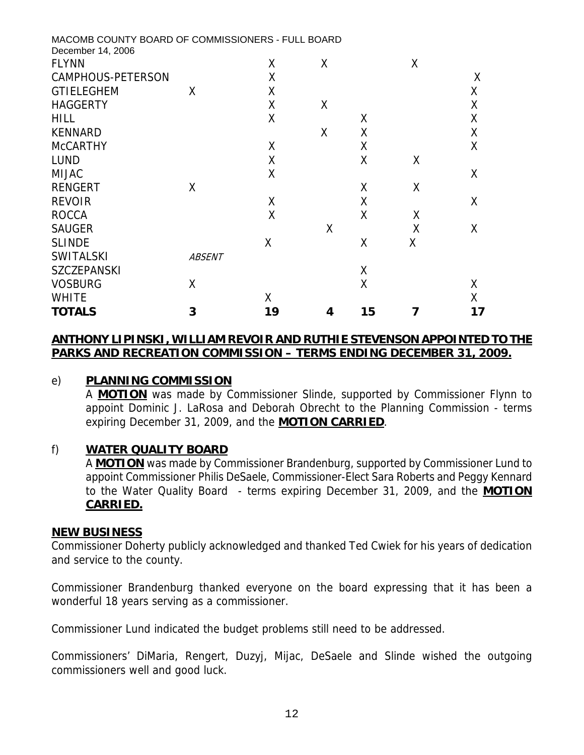| | | | | | | |
|---|---|---|---|---|---|---|
| FLYNN | | X | X | | X | |
| CAMPHOUS-PETERSON | | X | | | | X |
| GTIELEGHEM | X | X | | | | X |
| HAGGERTY | | X | X | | | X |
| HILL | | X | | X | | X |
| KENNARD | | | X | X | | X |
| McCARTHY | | X | | X | | X |
| LUND | | X | | X | X | |
| MIJAC | | X | | | | X |
| RENGERT | X | | | X | X | |
| REVOIR | | X | | X | | X |
| ROCCA | | X | | X | X | |
| SAUGER | | | X | | X | X |
| SLINDE | | X | | X | X | |
| SWITALSKI | *ABSENT* | | | | | |
| SZCZEPANSKI | | | | X | | |
| VOSBURG | X | | | X | | X |
| WHITE | | X | | | | X |
| **TOTALS** | **3** | **19** | **4** | **15** | **7** | **17** |

**ANTHONY LIPINSKI, WILLIAM REVOIR AND RUTHIE STEVENSON APPOINTED TO THE PARKS AND RECREATION COMMISSION – TERMS ENDING DECEMBER 31, 2009.**

e) **PLANNING COMMISSION**

A **MOTION** was made by Commissioner Slinde, supported by Commissioner Flynn to appoint Dominic J. LaRosa and Deborah Obrecht to the Planning Commission - terms expiring December 31, 2009, and the **MOTION CARRIED**.

f) **WATER QUALITY BOARD**

A **MOTION** was made by Commissioner Brandenburg, supported by Commissioner Lund to appoint Commissioner Philis DeSaele, Commissioner-Elect Sara Roberts and Peggy Kennard to the Water Quality Board - terms expiring December 31, 2009, and the **MOTION CARRIED.**

**NEW BUSINESS**

Commissioner Doherty publicly acknowledged and thanked Ted Cwiek for his years of dedication and service to the county.

Commissioner Brandenburg thanked everyone on the board expressing that it has been a wonderful 18 years serving as a commissioner.

Commissioner Lund indicated the budget problems still need to be addressed.

Commissioners' DiMaria, Rengert, Duzyj, Mijac, DeSaele and Slinde wished the outgoing commissioners well and good luck.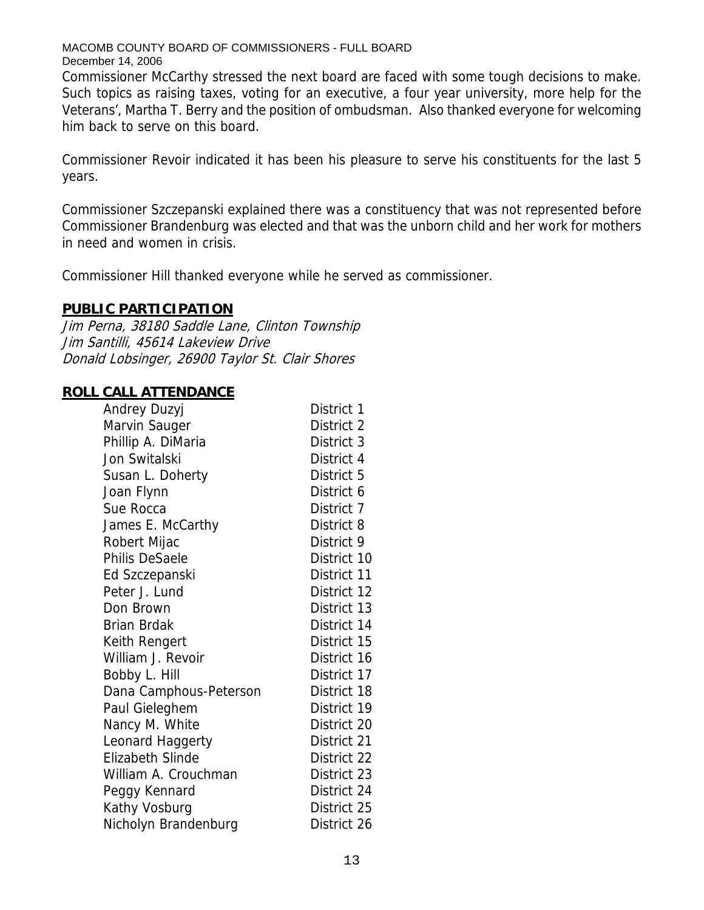Commissioner McCarthy stressed the next board are faced with some tough decisions to make. Such topics as raising taxes, voting for an executive, a four year university, more help for the Veterans', Martha T. Berry and the position of ombudsman. Also thanked everyone for welcoming him back to serve on this board.

Commissioner Revoir indicated it has been his pleasure to serve his constituents for the last 5 years.

Commissioner Szczepanski explained there was a constituency that was not represented before Commissioner Brandenburg was elected and that was the unborn child and her work for mothers in need and women in crisis.

Commissioner Hill thanked everyone while he served as commissioner.

## **PUBLIC PARTICIPATION**

*Jim Perna, 38180 Saddle Lane, Clinton Township*
*Jim Santilli, 45614 Lakeview Drive*
*Donald Lobsinger, 26900 Taylor St. Clair Shores*

## **ROLL CALL ATTENDANCE**

| | |
|---|---|
| Andrey Duzyj | District 1 |
| Marvin Sauger | District 2 |
| Phillip A. DiMaria | District 3 |
| Jon Switalski | District 4 |
| Susan L. Doherty | District 5 |
| Joan Flynn | District 6 |
| Sue Rocca | District 7 |
| James E. McCarthy | District 8 |
| Robert Mijac | District 9 |
| Philis DeSaele | District 10 |
| Ed Szczepanski | District 11 |
| Peter J. Lund | District 12 |
| Don Brown | District 13 |
| Brian Brdak | District 14 |
| Keith Rengert | District 15 |
| William J. Revoir | District 16 |
| Bobby L. Hill | District 17 |
| Dana Camphous-Peterson | District 18 |
| Paul Gieleghem | District 19 |
| Nancy M. White | District 20 |
| Leonard Haggerty | District 21 |
| Elizabeth Slinde | District 22 |
| William A. Crouchman | District 23 |
| Peggy Kennard | District 24 |
| Kathy Vosburg | District 25 |
| Nicholyn Brandenburg | District 26 |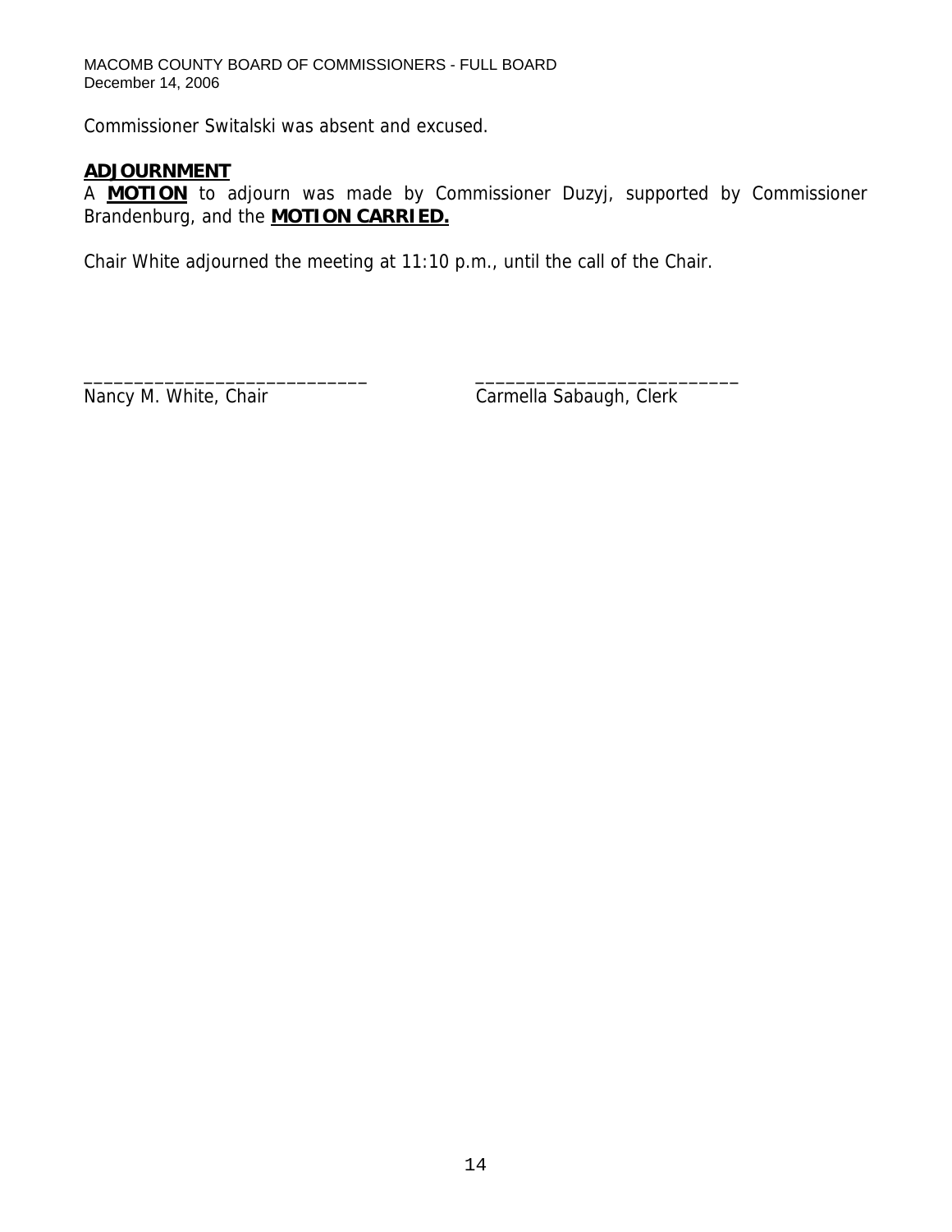Commissioner Switalski was absent and excused.

**ADJOURNMENT**

A **MOTION** to adjourn was made by Commissioner Duzyj, supported by Commissioner Brandenburg, and the **MOTION CARRIED.**

Chair White adjourned the meeting at 11:10 p.m., until the call of the Chair.

| | |
|---|---|
| ____________________________ | __________________________ |
| Nancy M. White, Chair | Carmella Sabaugh, Clerk |